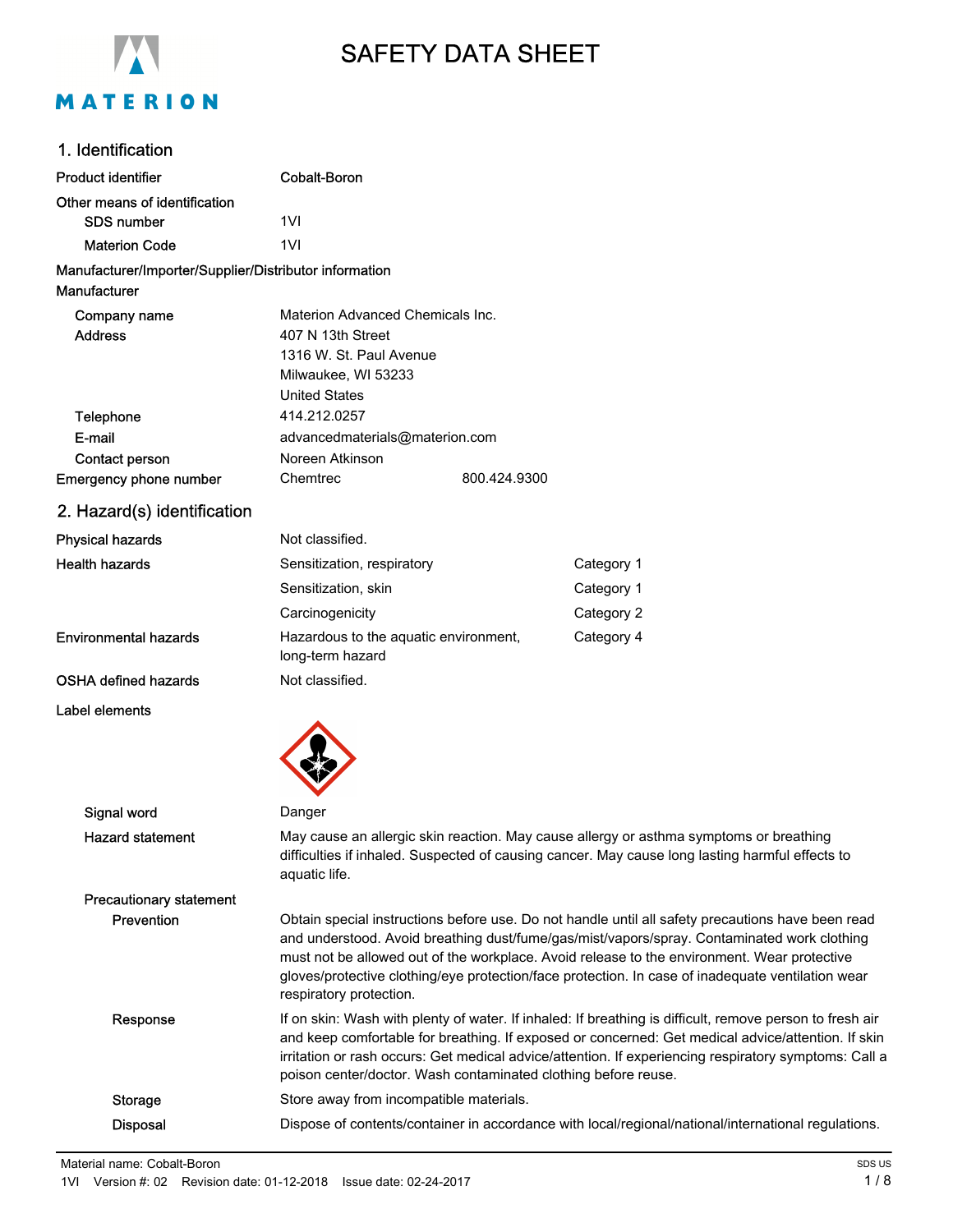# SAFETY DATA SHEET

## 1. Identification

| | |
|---|---|
| **Product identifier** | Cobalt-Boron |
| **Other means of identification** | |
| **SDS number** | 1VI |
| **Materion Code** | 1VI |

**Manufacturer/Importer/Supplier/Distributor information**

**Manufacturer**

| | |
|---|---|
| **Company name** | Materion Advanced Chemicals Inc. |
| **Address** | 407 N 13th Street<br>1316 W. St. Paul Avenue<br>Milwaukee, WI 53233<br>United States |
| **Telephone** | 414.212.0257 |
| **E-mail** | advancedmaterials@materion.com |
| **Contact person** | Noreen Atkinson |
| **Emergency phone number** | Chemtrec 800.424.9300 |

## 2. Hazard(s) identification

| | | |
|---|---|---|
| **Physical hazards** | Not classified. | |
| **Health hazards** | Sensitization, respiratory | Category 1 |
| | Sensitization, skin | Category 1 |
| | Carcinogenicity | Category 2 |
| **Environmental hazards** | Hazardous to the aquatic environment, long-term hazard | Category 4 |
| **OSHA defined hazards** | Not classified. | |

**Label elements**

**Signal word** Danger

**Hazard statement** May cause an allergic skin reaction. May cause allergy or asthma symptoms or breathing difficulties if inhaled. Suspected of causing cancer. May cause long lasting harmful effects to aquatic life.

**Precautionary statement**

**Prevention** Obtain special instructions before use. Do not handle until all safety precautions have been read and understood. Avoid breathing dust/fume/gas/mist/vapors/spray. Contaminated work clothing must not be allowed out of the workplace. Avoid release to the environment. Wear protective gloves/protective clothing/eye protection/face protection. In case of inadequate ventilation wear respiratory protection.

**Response** If on skin: Wash with plenty of water. If inhaled: If breathing is difficult, remove person to fresh air and keep comfortable for breathing. If exposed or concerned: Get medical advice/attention. If skin irritation or rash occurs: Get medical advice/attention. If experiencing respiratory symptoms: Call a poison center/doctor. Wash contaminated clothing before reuse.

**Storage** Store away from incompatible materials.

**Disposal** Dispose of contents/container in accordance with local/regional/national/international regulations.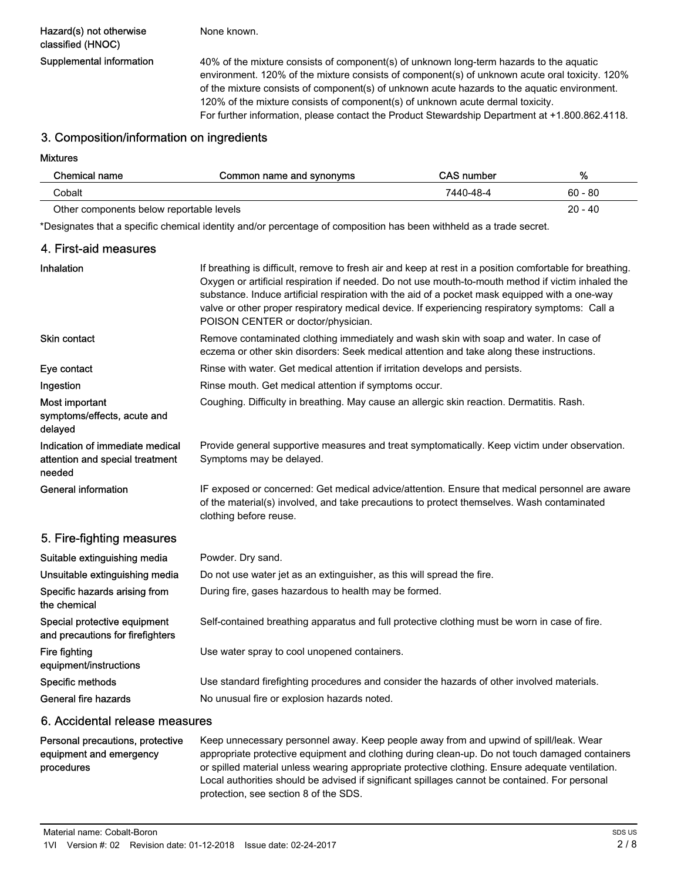**Hazard(s) not otherwise classified (HNOC)**
None known.

**Supplemental information**
40% of the mixture consists of component(s) of unknown long-term hazards to the aquatic environment. 120% of the mixture consists of component(s) of unknown acute oral toxicity. 120% of the mixture consists of component(s) of unknown acute hazards to the aquatic environment. 120% of the mixture consists of component(s) of unknown acute dermal toxicity.
For further information, please contact the Product Stewardship Department at +1.800.862.4118.

## 3. Composition/information on ingredients

**Mixtures**

| Chemical name | Common name and synonyms | CAS number | % |
|---|---|---|---|
| Cobalt | | 7440-48-4 | 60 - 80 |
| Other components below reportable levels | | | 20 - 40 |

*Designates that a specific chemical identity and/or percentage of composition has been withheld as a trade secret.

## 4. First-aid measures

**Inhalation**
If breathing is difficult, remove to fresh air and keep at rest in a position comfortable for breathing. Oxygen or artificial respiration if needed. Do not use mouth-to-mouth method if victim inhaled the substance. Induce artificial respiration with the aid of a pocket mask equipped with a one-way valve or other proper respiratory medical device. If experiencing respiratory symptoms: Call a POISON CENTER or doctor/physician.

**Skin contact**
Remove contaminated clothing immediately and wash skin with soap and water. In case of eczema or other skin disorders: Seek medical attention and take along these instructions.

**Eye contact**
Rinse with water. Get medical attention if irritation develops and persists.

**Ingestion**
Rinse mouth. Get medical attention if symptoms occur.

**Most important symptoms/effects, acute and delayed**
Coughing. Difficulty in breathing. May cause an allergic skin reaction. Dermatitis. Rash.

**Indication of immediate medical attention and special treatment needed**
Provide general supportive measures and treat symptomatically. Keep victim under observation. Symptoms may be delayed.

**General information**
IF exposed or concerned: Get medical advice/attention. Ensure that medical personnel are aware of the material(s) involved, and take precautions to protect themselves. Wash contaminated clothing before reuse.

## 5. Fire-fighting measures

**Suitable extinguishing media**
Powder. Dry sand.

**Unsuitable extinguishing media**
Do not use water jet as an extinguisher, as this will spread the fire.

**Specific hazards arising from the chemical**
During fire, gases hazardous to health may be formed.

**Special protective equipment and precautions for firefighters**
Self-contained breathing apparatus and full protective clothing must be worn in case of fire.

**Fire fighting equipment/instructions**
Use water spray to cool unopened containers.

**Specific methods**
Use standard firefighting procedures and consider the hazards of other involved materials.

**General fire hazards**
No unusual fire or explosion hazards noted.

## 6. Accidental release measures

**Personal precautions, protective equipment and emergency procedures**
Keep unnecessary personnel away. Keep people away from and upwind of spill/leak. Wear appropriate protective equipment and clothing during clean-up. Do not touch damaged containers or spilled material unless wearing appropriate protective clothing. Ensure adequate ventilation. Local authorities should be advised if significant spillages cannot be contained. For personal protection, see section 8 of the SDS.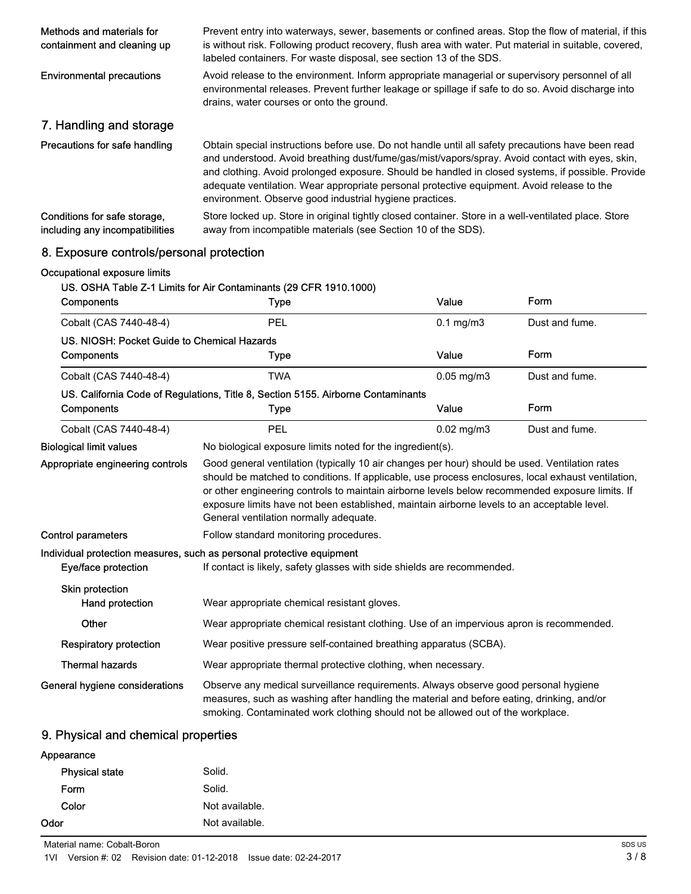| | |
|---|---|
| **Methods and materials for containment and cleaning up** | Prevent entry into waterways, sewer, basements or confined areas. Stop the flow of material, if this is without risk. Following product recovery, flush area with water. Put material in suitable, covered, labeled containers. For waste disposal, see section 13 of the SDS. |
| **Environmental precautions** | Avoid release to the environment. Inform appropriate managerial or supervisory personnel of all environmental releases. Prevent further leakage or spillage if safe to do so. Avoid discharge into drains, water courses or onto the ground. |

## 7. Handling and storage

| | |
|---|---|
| **Precautions for safe handling** | Obtain special instructions before use. Do not handle until all safety precautions have been read and understood. Avoid breathing dust/fume/gas/mist/vapors/spray. Avoid contact with eyes, skin, and clothing. Avoid prolonged exposure. Should be handled in closed systems, if possible. Provide adequate ventilation. Wear appropriate personal protective equipment. Avoid release to the environment. Observe good industrial hygiene practices. |
| **Conditions for safe storage, including any incompatibilities** | Store locked up. Store in original tightly closed container. Store in a well-ventilated place. Store away from incompatible materials (see Section 10 of the SDS). |

## 8. Exposure controls/personal protection

**Occupational exposure limits**

**US. OSHA Table Z-1 Limits for Air Contaminants (29 CFR 1910.1000)**

| Components | Type | Value | Form |
|---|---|---|---|
| Cobalt (CAS 7440-48-4) | PEL | 0.1 mg/m3 | Dust and fume. |

**US. NIOSH: Pocket Guide to Chemical Hazards**

| Components | Type | Value | Form |
|---|---|---|---|
| Cobalt (CAS 7440-48-4) | TWA | 0.05 mg/m3 | Dust and fume. |

**US. California Code of Regulations, Title 8, Section 5155. Airborne Contaminants**

| Components | Type | Value | Form |
|---|---|---|---|
| Cobalt (CAS 7440-48-4) | PEL | 0.02 mg/m3 | Dust and fume. |

| | |
|---|---|
| **Biological limit values** | No biological exposure limits noted for the ingredient(s). |
| **Appropriate engineering controls** | Good general ventilation (typically 10 air changes per hour) should be used. Ventilation rates should be matched to conditions. If applicable, use process enclosures, local exhaust ventilation, or other engineering controls to maintain airborne levels below recommended exposure limits. If exposure limits have not been established, maintain airborne levels to an acceptable level. General ventilation normally adequate. |
| **Control parameters** | Follow standard monitoring procedures. |

**Individual protection measures, such as personal protective equipment**

| | |
|---|---|
| **Eye/face protection** | If contact is likely, safety glasses with side shields are recommended. |
| **Skin protection** | |
| **Hand protection** | Wear appropriate chemical resistant gloves. |
| **Other** | Wear appropriate chemical resistant clothing. Use of an impervious apron is recommended. |
| **Respiratory protection** | Wear positive pressure self-contained breathing apparatus (SCBA). |
| **Thermal hazards** | Wear appropriate thermal protective clothing, when necessary. |
| **General hygiene considerations** | Observe any medical surveillance requirements. Always observe good personal hygiene measures, such as washing after handling the material and before eating, drinking, and/or smoking. Contaminated work clothing should not be allowed out of the workplace. |

## 9. Physical and chemical properties

**Appearance**

| | |
|---|---|
| **Physical state** | Solid. |
| **Form** | Solid. |
| **Color** | Not available. |
| **Odor** | Not available. |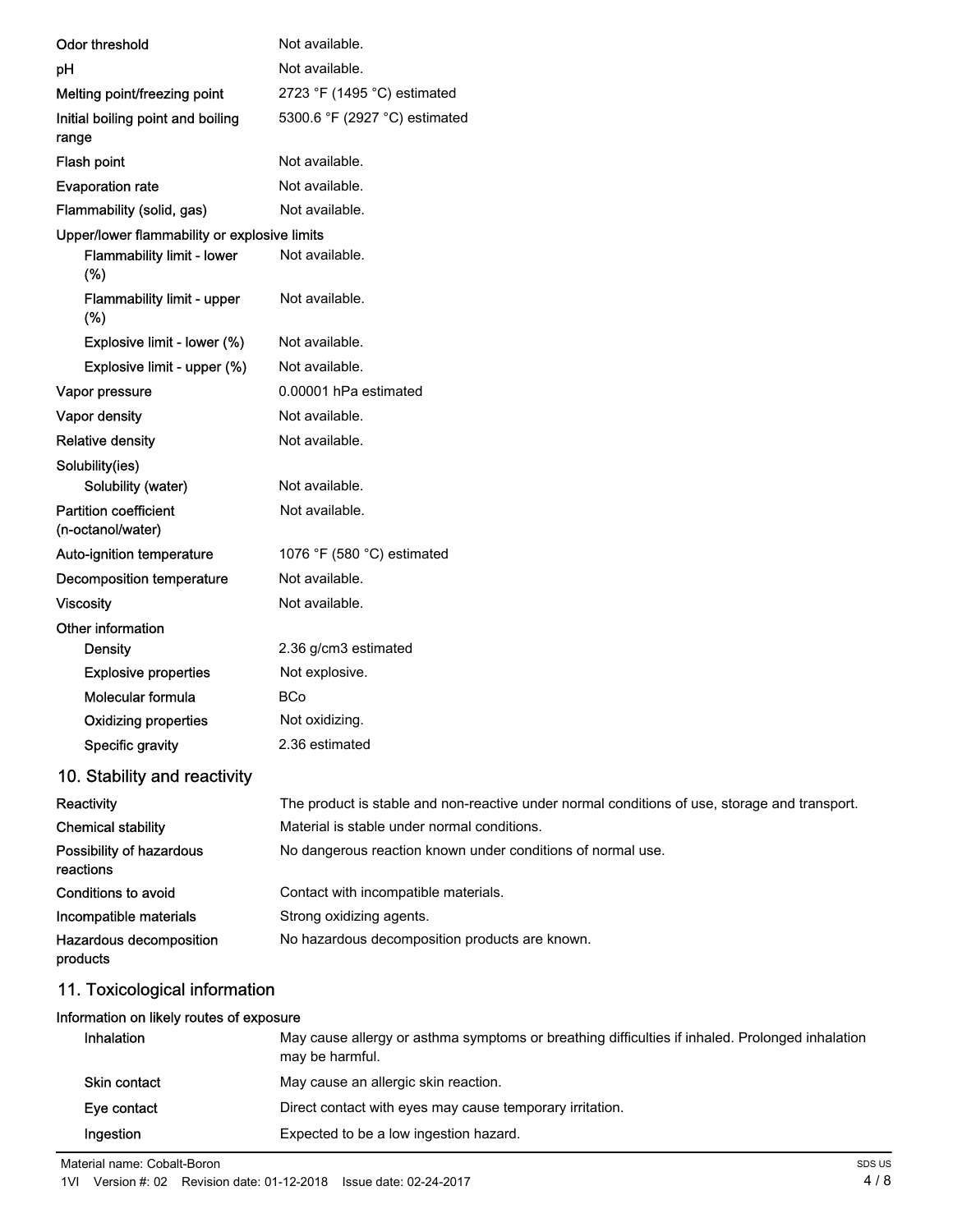| Property | Value |
|---|---|
| Odor threshold | Not available. |
| pH | Not available. |
| Melting point/freezing point | 2723 °F (1495 °C) estimated |
| Initial boiling point and boiling range | 5300.6 °F (2927 °C) estimated |
| Flash point | Not available. |
| Evaporation rate | Not available. |
| Flammability (solid, gas) | Not available. |
| **Upper/lower flammability or explosive limits** | |
| Flammability limit - lower (%) | Not available. |
| Flammability limit - upper (%) | Not available. |
| Explosive limit - lower (%) | Not available. |
| Explosive limit - upper (%) | Not available. |
| Vapor pressure | 0.00001 hPa estimated |
| Vapor density | Not available. |
| Relative density | Not available. |
| **Solubility(ies)** | |
| Solubility (water) | Not available. |
| Partition coefficient (n-octanol/water) | Not available. |
| Auto-ignition temperature | 1076 °F (580 °C) estimated |
| Decomposition temperature | Not available. |
| Viscosity | Not available. |
| **Other information** | |
| Density | 2.36 g/cm3 estimated |
| Explosive properties | Not explosive. |
| Molecular formula | BCo |
| Oxidizing properties | Not oxidizing. |
| Specific gravity | 2.36 estimated |

## 10. Stability and reactivity

| | |
|---|---|
| Reactivity | The product is stable and non-reactive under normal conditions of use, storage and transport. |
| Chemical stability | Material is stable under normal conditions. |
| Possibility of hazardous reactions | No dangerous reaction known under conditions of normal use. |
| Conditions to avoid | Contact with incompatible materials. |
| Incompatible materials | Strong oxidizing agents. |
| Hazardous decomposition products | No hazardous decomposition products are known. |

## 11. Toxicological information

**Information on likely routes of exposure**

| | |
|---|---|
| Inhalation | May cause allergy or asthma symptoms or breathing difficulties if inhaled. Prolonged inhalation may be harmful. |
| Skin contact | May cause an allergic skin reaction. |
| Eye contact | Direct contact with eyes may cause temporary irritation. |
| Ingestion | Expected to be a low ingestion hazard. |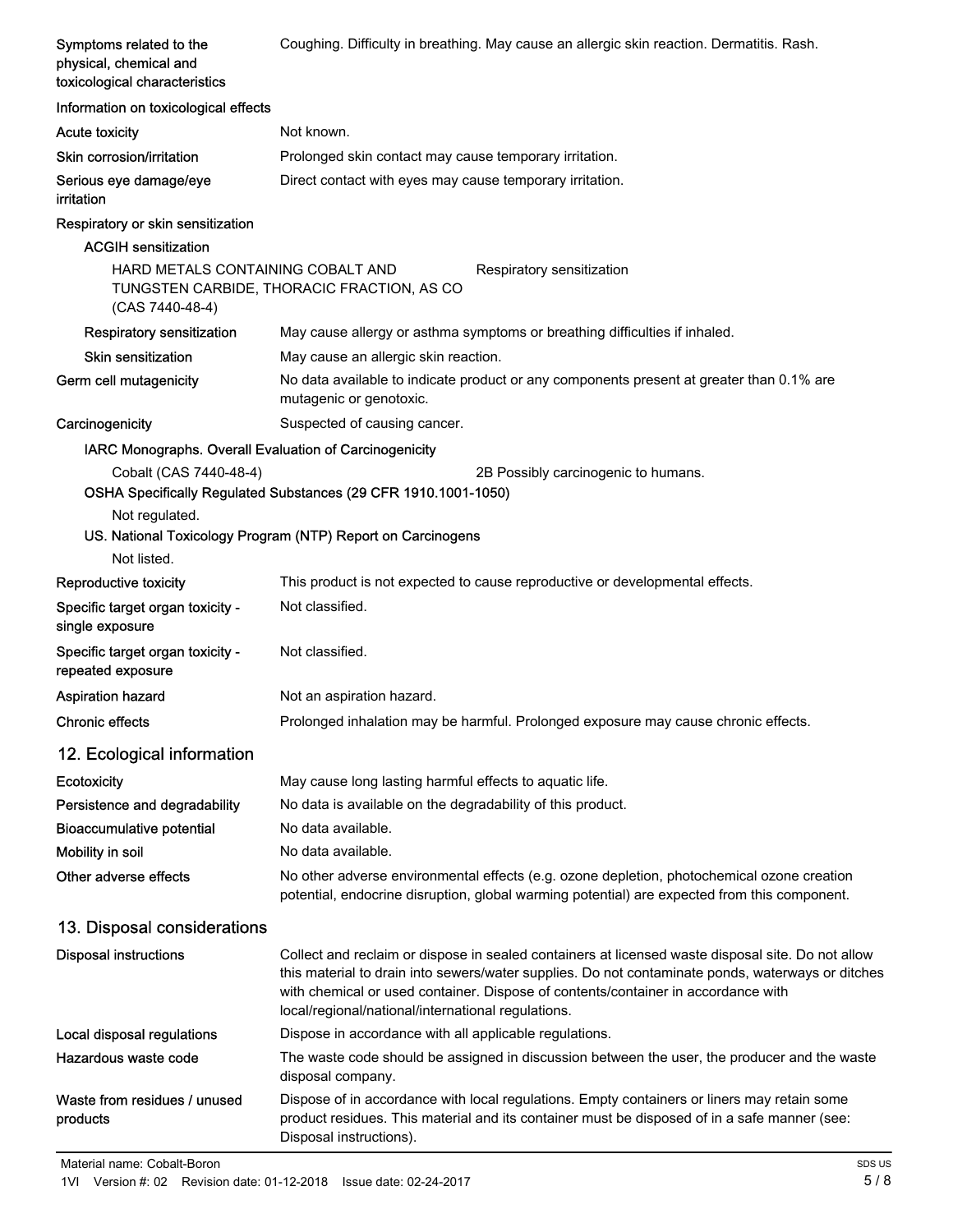**Symptoms related to the physical, chemical and toxicological characteristics** Coughing. Difficulty in breathing. May cause an allergic skin reaction. Dermatitis. Rash.

**Information on toxicological effects**

**Acute toxicity** Not known.

**Skin corrosion/irritation** Prolonged skin contact may cause temporary irritation.

**Serious eye damage/eye irritation** Direct contact with eyes may cause temporary irritation.

**Respiratory or skin sensitization**

**ACGIH sensitization**

HARD METALS CONTAINING COBALT AND TUNGSTEN CARBIDE, THORACIC FRACTION, AS CO (CAS 7440-48-4) — Respiratory sensitization

**Respiratory sensitization** May cause allergy or asthma symptoms or breathing difficulties if inhaled.

**Skin sensitization** May cause an allergic skin reaction.

**Germ cell mutagenicity** No data available to indicate product or any components present at greater than 0.1% are mutagenic or genotoxic.

**Carcinogenicity** Suspected of causing cancer.

**IARC Monographs. Overall Evaluation of Carcinogenicity**

Cobalt (CAS 7440-48-4) — 2B Possibly carcinogenic to humans.

**OSHA Specifically Regulated Substances (29 CFR 1910.1001-1050)**

Not regulated.

**US. National Toxicology Program (NTP) Report on Carcinogens**

Not listed.

**Reproductive toxicity** This product is not expected to cause reproductive or developmental effects.

**Specific target organ toxicity - single exposure** Not classified.

**Specific target organ toxicity - repeated exposure** Not classified.

**Aspiration hazard** Not an aspiration hazard.

**Chronic effects** Prolonged inhalation may be harmful. Prolonged exposure may cause chronic effects.

## 12. Ecological information

**Ecotoxicity** May cause long lasting harmful effects to aquatic life.

**Persistence and degradability** No data is available on the degradability of this product.

**Bioaccumulative potential** No data available.

**Mobility in soil** No data available.

**Other adverse effects** No other adverse environmental effects (e.g. ozone depletion, photochemical ozone creation potential, endocrine disruption, global warming potential) are expected from this component.

## 13. Disposal considerations

**Disposal instructions** Collect and reclaim or dispose in sealed containers at licensed waste disposal site. Do not allow this material to drain into sewers/water supplies. Do not contaminate ponds, waterways or ditches with chemical or used container. Dispose of contents/container in accordance with local/regional/national/international regulations.

**Local disposal regulations** Dispose in accordance with all applicable regulations.

**Hazardous waste code** The waste code should be assigned in discussion between the user, the producer and the waste disposal company.

**Waste from residues / unused products** Dispose of in accordance with local regulations. Empty containers or liners may retain some product residues. This material and its container must be disposed of in a safe manner (see: Disposal instructions).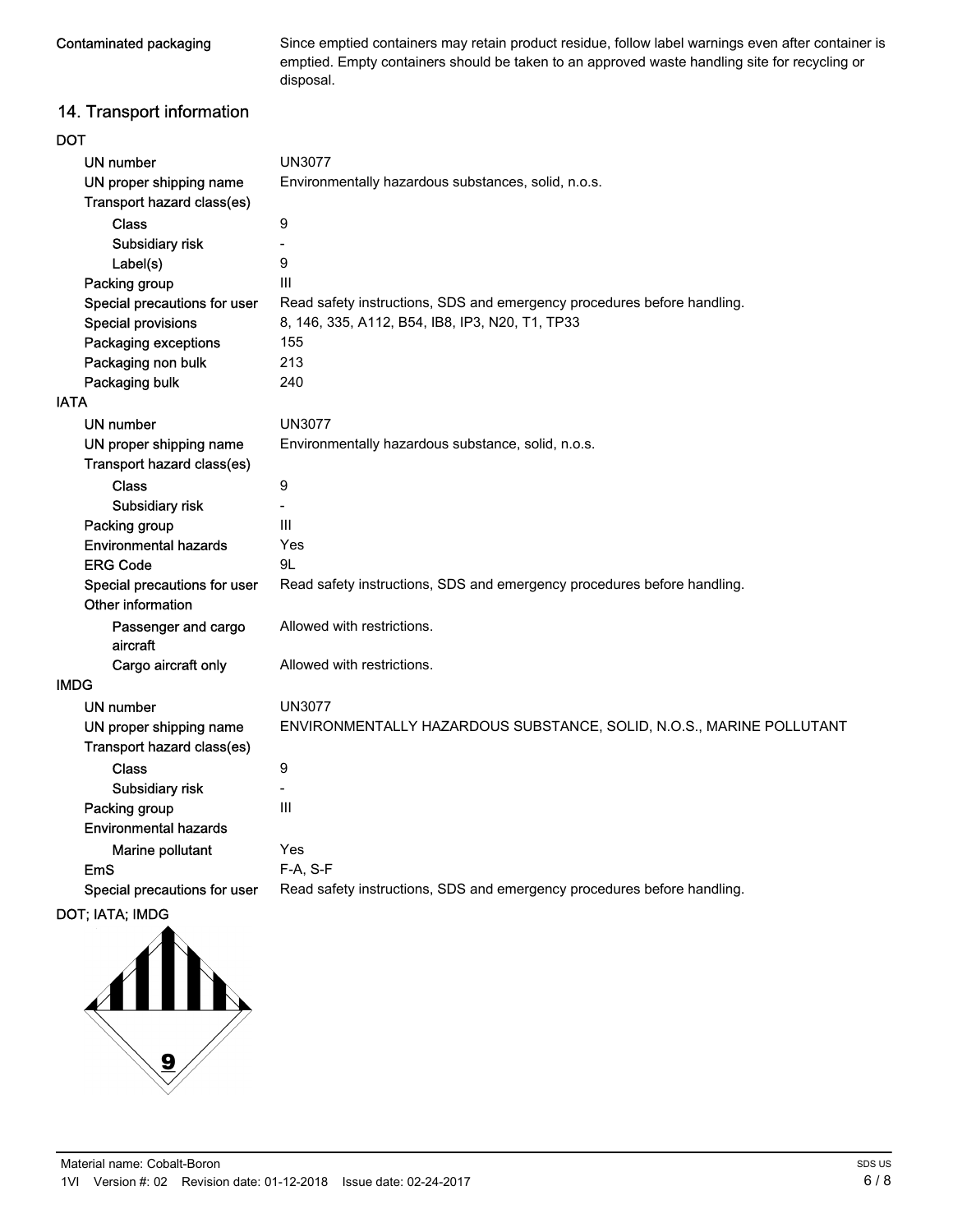| | |
|---|---|
| Contaminated packaging | Since emptied containers may retain product residue, follow label warnings even after container is emptied. Empty containers should be taken to an approved waste handling site for recycling or disposal. |

## 14. Transport information

**DOT**

| | |
|---|---|
| UN number | UN3077 |
| UN proper shipping name | Environmentally hazardous substances, solid, n.o.s. |
| Transport hazard class(es) | |
| Class | 9 |
| Subsidiary risk | - |
| Label(s) | 9 |
| Packing group | III |
| Special precautions for user | Read safety instructions, SDS and emergency procedures before handling. |
| Special provisions | 8, 146, 335, A112, B54, IB8, IP3, N20, T1, TP33 |
| Packaging exceptions | 155 |
| Packaging non bulk | 213 |
| Packaging bulk | 240 |

**IATA**

| | |
|---|---|
| UN number | UN3077 |
| UN proper shipping name | Environmentally hazardous substance, solid, n.o.s. |
| Transport hazard class(es) | |
| Class | 9 |
| Subsidiary risk | - |
| Packing group | III |
| Environmental hazards | Yes |
| ERG Code | 9L |
| Special precautions for user | Read safety instructions, SDS and emergency procedures before handling. |
| Other information | |
| Passenger and cargo aircraft | Allowed with restrictions. |
| Cargo aircraft only | Allowed with restrictions. |

**IMDG**

| | |
|---|---|
| UN number | UN3077 |
| UN proper shipping name | ENVIRONMENTALLY HAZARDOUS SUBSTANCE, SOLID, N.O.S., MARINE POLLUTANT |
| Transport hazard class(es) | |
| Class | 9 |
| Subsidiary risk | - |
| Packing group | III |
| Environmental hazards | |
| Marine pollutant | Yes |
| EmS | F-A, S-F |
| Special precautions for user | Read safety instructions, SDS and emergency procedures before handling. |

**DOT; IATA; IMDG**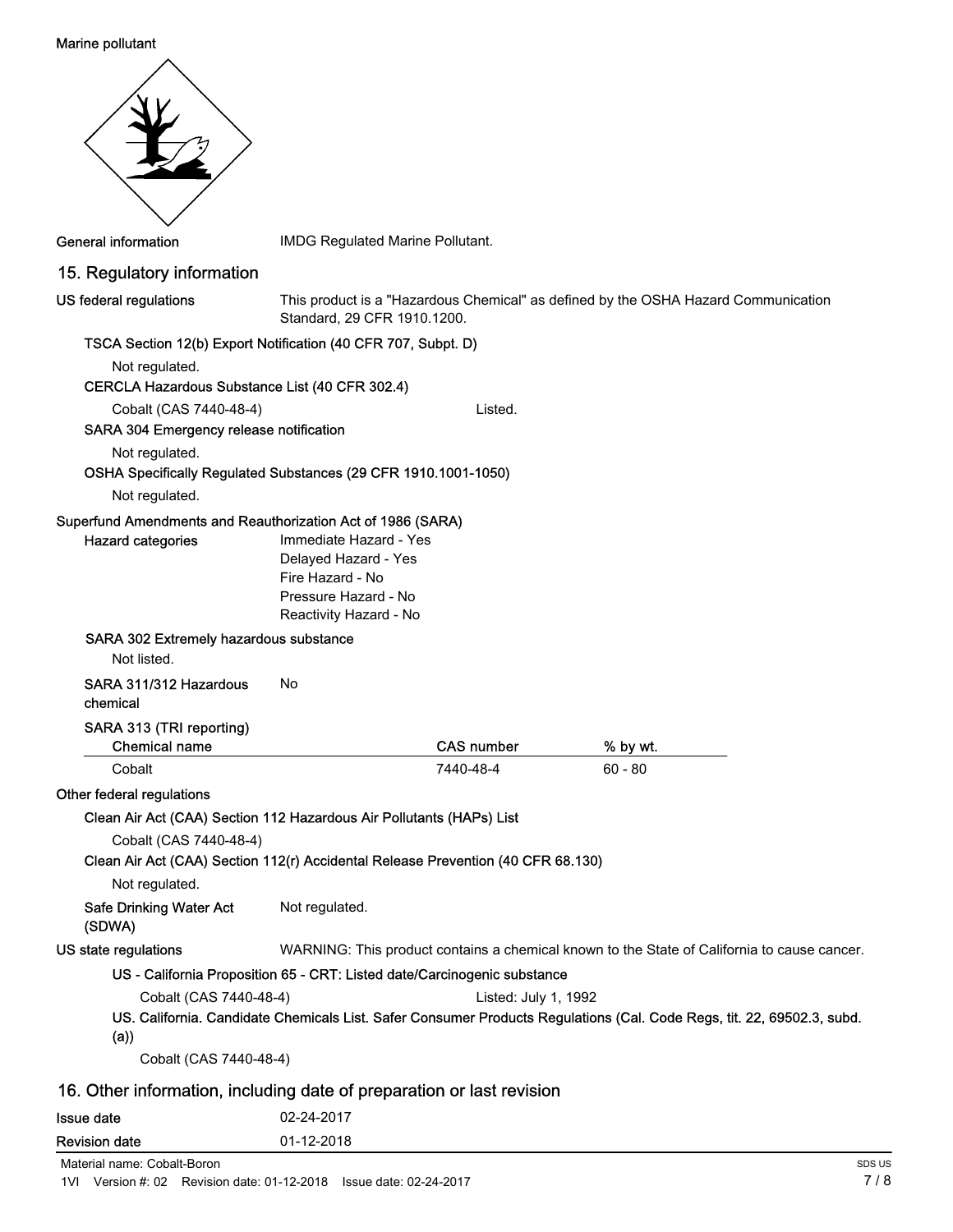Marine pollutant

General information: IMDG Regulated Marine Pollutant.

## 15. Regulatory information

**US federal regulations**: This product is a "Hazardous Chemical" as defined by the OSHA Hazard Communication Standard, 29 CFR 1910.1200.

**TSCA Section 12(b) Export Notification (40 CFR 707, Subpt. D)**

Not regulated.

**CERCLA Hazardous Substance List (40 CFR 302.4)**

Cobalt (CAS 7440-48-4) Listed.

**SARA 304 Emergency release notification**

Not regulated.

**OSHA Specifically Regulated Substances (29 CFR 1910.1001-1050)**

Not regulated.

**Superfund Amendments and Reauthorization Act of 1986 (SARA)**

**Hazard categories**

- Immediate Hazard - Yes
- Delayed Hazard - Yes
- Fire Hazard - No
- Pressure Hazard - No
- Reactivity Hazard - No

**SARA 302 Extremely hazardous substance**

Not listed.

**SARA 311/312 Hazardous chemical**: No

**SARA 313 (TRI reporting)**

| Chemical name | CAS number | % by wt. |
|---|---|---|
| Cobalt | 7440-48-4 | 60 - 80 |

**Other federal regulations**

**Clean Air Act (CAA) Section 112 Hazardous Air Pollutants (HAPs) List**

Cobalt (CAS 7440-48-4)

**Clean Air Act (CAA) Section 112(r) Accidental Release Prevention (40 CFR 68.130)**

Not regulated.

**Safe Drinking Water Act (SDWA)**: Not regulated.

**US state regulations**: WARNING: This product contains a chemical known to the State of California to cause cancer.

**US - California Proposition 65 - CRT: Listed date/Carcinogenic substance**

Cobalt (CAS 7440-48-4) Listed: July 1, 1992

**US. California. Candidate Chemicals List. Safer Consumer Products Regulations (Cal. Code Regs, tit. 22, 69502.3, subd. (a))**

Cobalt (CAS 7440-48-4)

## 16. Other information, including date of preparation or last revision

| | |
|---|---|
| **Issue date** | 02-24-2017 |
| **Revision date** | 01-12-2018 |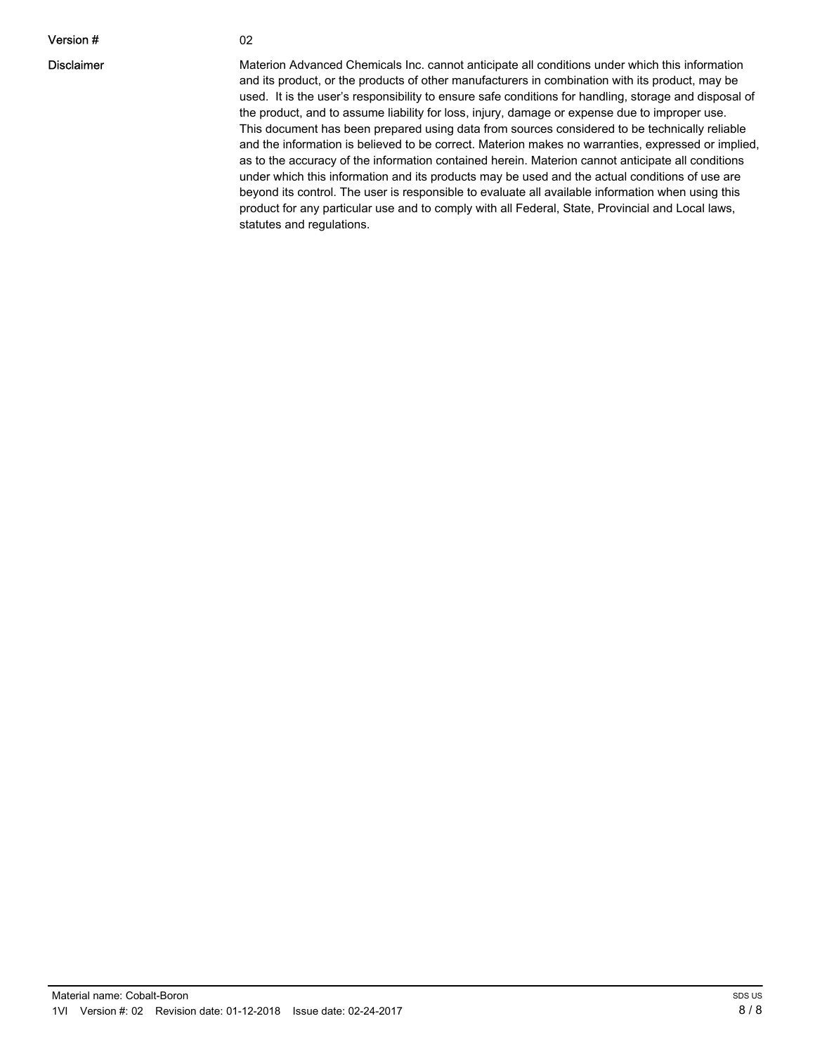**Version #** 02

**Disclaimer** Materion Advanced Chemicals Inc. cannot anticipate all conditions under which this information and its product, or the products of other manufacturers in combination with its product, may be used. It is the user's responsibility to ensure safe conditions for handling, storage and disposal of the product, and to assume liability for loss, injury, damage or expense due to improper use. This document has been prepared using data from sources considered to be technically reliable and the information is believed to be correct. Materion makes no warranties, expressed or implied, as to the accuracy of the information contained herein. Materion cannot anticipate all conditions under which this information and its products may be used and the actual conditions of use are beyond its control. The user is responsible to evaluate all available information when using this product for any particular use and to comply with all Federal, State, Provincial and Local laws, statutes and regulations.